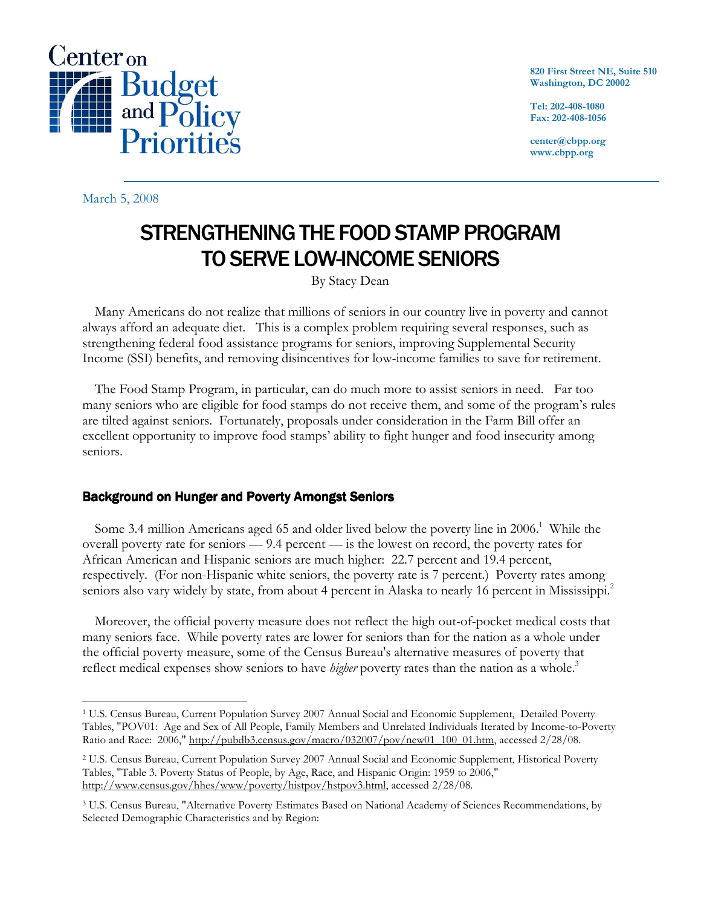Center on Budget and Policy Priorities

820 First Street NE, Suite 510
Washington, DC 20002

Tel: 202-408-1080
Fax: 202-408-1056

center@cbpp.org
www.cbpp.org

March 5, 2008

# STRENGTHENING THE FOOD STAMP PROGRAM TO SERVE LOW-INCOME SENIORS

By Stacy Dean

Many Americans do not realize that millions of seniors in our country live in poverty and cannot always afford an adequate diet. This is a complex problem requiring several responses, such as strengthening federal food assistance programs for seniors, improving Supplemental Security Income (SSI) benefits, and removing disincentives for low-income families to save for retirement.

The Food Stamp Program, in particular, can do much more to assist seniors in need. Far too many seniors who are eligible for food stamps do not receive them, and some of the program's rules are tilted against seniors. Fortunately, proposals under consideration in the Farm Bill offer an excellent opportunity to improve food stamps' ability to fight hunger and food insecurity among seniors.

## Background on Hunger and Poverty Amongst Seniors

Some 3.4 million Americans aged 65 and older lived below the poverty line in 2006.[1] While the overall poverty rate for seniors — 9.4 percent — is the lowest on record, the poverty rates for African American and Hispanic seniors are much higher: 22.7 percent and 19.4 percent, respectively. (For non-Hispanic white seniors, the poverty rate is 7 percent.) Poverty rates among seniors also vary widely by state, from about 4 percent in Alaska to nearly 16 percent in Mississippi.[2]

Moreover, the official poverty measure does not reflect the high out-of-pocket medical costs that many seniors face. While poverty rates are lower for seniors than for the nation as a whole under the official poverty measure, some of the Census Bureau's alternative measures of poverty that reflect medical expenses show seniors to have *higher* poverty rates than the nation as a whole.[3]

---

[1] U.S. Census Bureau, Current Population Survey 2007 Annual Social and Economic Supplement, Detailed Poverty Tables, "POV01: Age and Sex of All People, Family Members and Unrelated Individuals Iterated by Income-to-Poverty Ratio and Race: 2006," http://pubdb3.census.gov/macro/032007/pov/new01_100_01.htm, accessed 2/28/08.

[2] U.S. Census Bureau, Current Population Survey 2007 Annual Social and Economic Supplement, Historical Poverty Tables, "Table 3. Poverty Status of People, by Age, Race, and Hispanic Origin: 1959 to 2006," http://www.census.gov/hhes/www/poverty/histpov/hstpov3.html, accessed 2/28/08.

[3] U.S. Census Bureau, "Alternative Poverty Estimates Based on National Academy of Sciences Recommendations, by Selected Demographic Characteristics and by Region: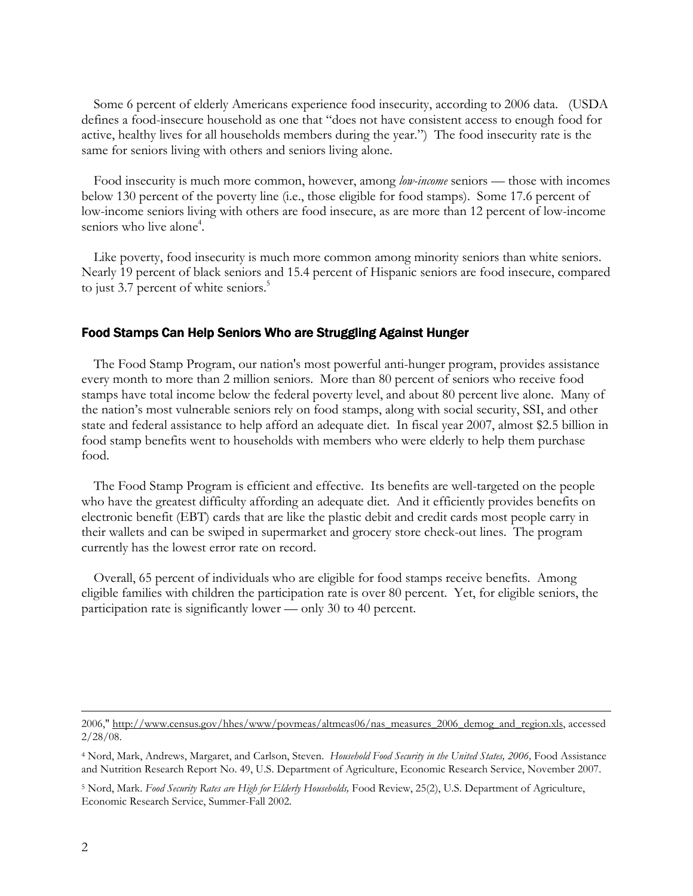Some 6 percent of elderly Americans experience food insecurity, according to 2006 data. (USDA defines a food-insecure household as one that "does not have consistent access to enough food for active, healthy lives for all households members during the year.") The food insecurity rate is the same for seniors living with others and seniors living alone.

Food insecurity is much more common, however, among *low-income* seniors — those with incomes below 130 percent of the poverty line (i.e., those eligible for food stamps). Some 17.6 percent of low-income seniors living with others are food insecure, as are more than 12 percent of low-income seniors who live alone[4].

Like poverty, food insecurity is much more common among minority seniors than white seniors. Nearly 19 percent of black seniors and 15.4 percent of Hispanic seniors are food insecure, compared to just 3.7 percent of white seniors.[5]

### Food Stamps Can Help Seniors Who are Struggling Against Hunger

The Food Stamp Program, our nation's most powerful anti-hunger program, provides assistance every month to more than 2 million seniors. More than 80 percent of seniors who receive food stamps have total income below the federal poverty level, and about 80 percent live alone. Many of the nation's most vulnerable seniors rely on food stamps, along with social security, SSI, and other state and federal assistance to help afford an adequate diet. In fiscal year 2007, almost $2.5 billion in food stamp benefits went to households with members who were elderly to help them purchase food.

The Food Stamp Program is efficient and effective. Its benefits are well-targeted on the people who have the greatest difficulty affording an adequate diet. And it efficiently provides benefits on electronic benefit (EBT) cards that are like the plastic debit and credit cards most people carry in their wallets and can be swiped in supermarket and grocery store check-out lines. The program currently has the lowest error rate on record.

Overall, 65 percent of individuals who are eligible for food stamps receive benefits. Among eligible families with children the participation rate is over 80 percent. Yet, for eligible seniors, the participation rate is significantly lower — only 30 to 40 percent.

---

2006," http://www.census.gov/hhes/www/povmeas/altmeas06/nas_measures_2006_demog_and_region.xls, accessed 2/28/08.

[4] Nord, Mark, Andrews, Margaret, and Carlson, Steven. *Household Food Security in the United States, 2006,* Food Assistance and Nutrition Research Report No. 49, U.S. Department of Agriculture, Economic Research Service, November 2007.

[5] Nord, Mark. *Food Security Rates are High for Elderly Households,* Food Review, 25(2), U.S. Department of Agriculture, Economic Research Service, Summer-Fall 2002.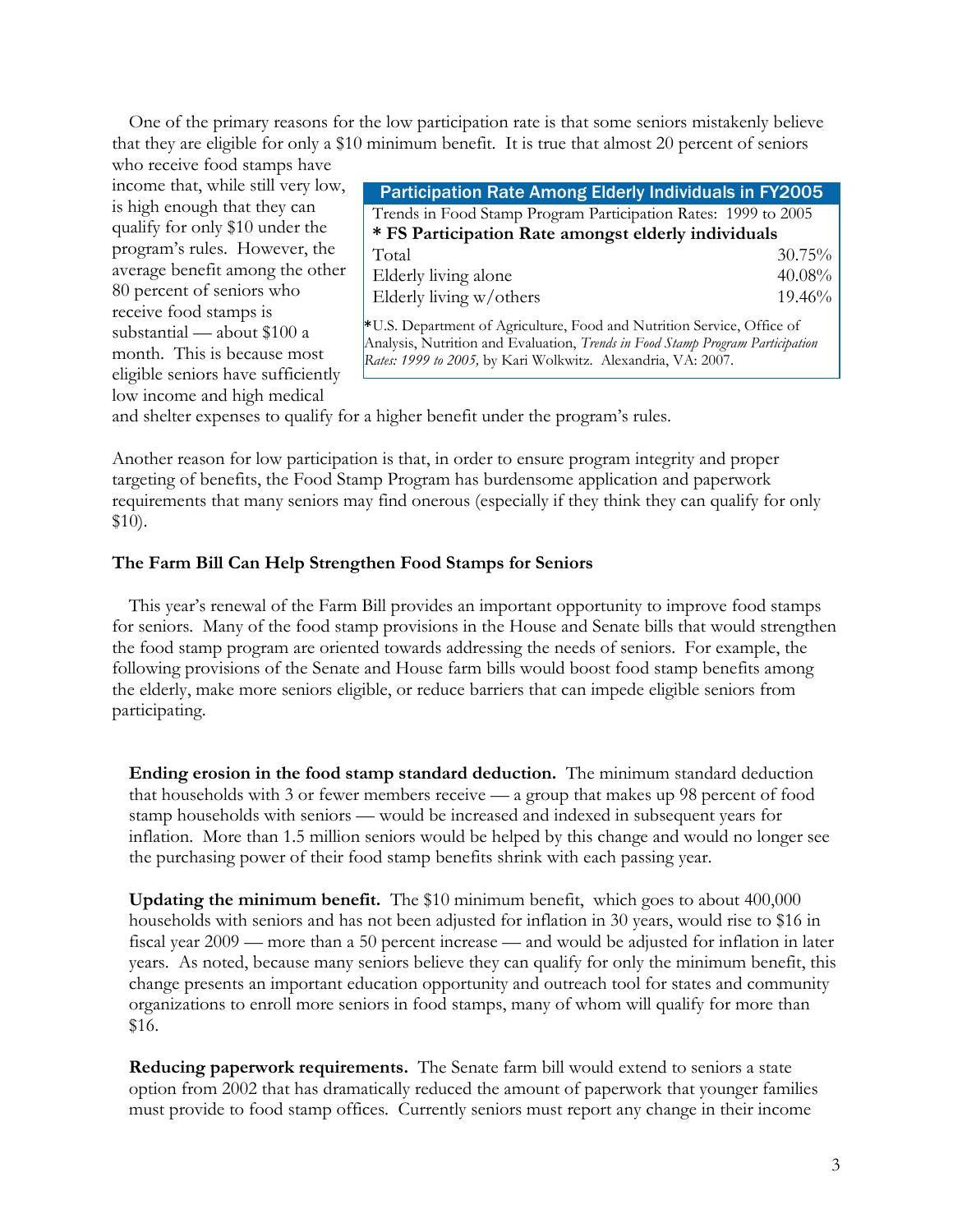One of the primary reasons for the low participation rate is that some seniors mistakenly believe that they are eligible for only a $10 minimum benefit. It is true that almost 20 percent of seniors who receive food stamps have income that, while still very low, is high enough that they can qualify for only $10 under the program's rules. However, the average benefit among the other 80 percent of seniors who receive food stamps is substantial — about $100 a month. This is because most eligible seniors have sufficiently low income and high medical and shelter expenses to qualify for a higher benefit under the program's rules.

| Participation Rate Among Elderly Individuals in FY2005 | |
|---|---|
| Trends in Food Stamp Program Participation Rates: 1999 to 2005 | |
| **\* FS Participation Rate amongst elderly individuals** | |
| Total | 30.75% |
| Elderly living alone | 40.08% |
| Elderly living w/others | 19.46% |

*U.S. Department of Agriculture, Food and Nutrition Service, Office of Analysis, Nutrition and Evaluation, *Trends in Food Stamp Program Participation Rates: 1999 to 2005,* by Kari Wolkwitz. Alexandria, VA: 2007.

Another reason for low participation is that, in order to ensure program integrity and proper targeting of benefits, the Food Stamp Program has burdensome application and paperwork requirements that many seniors may find onerous (especially if they think they can qualify for only $10).

**The Farm Bill Can Help Strengthen Food Stamps for Seniors**

This year's renewal of the Farm Bill provides an important opportunity to improve food stamps for seniors. Many of the food stamp provisions in the House and Senate bills that would strengthen the food stamp program are oriented towards addressing the needs of seniors. For example, the following provisions of the Senate and House farm bills would boost food stamp benefits among the elderly, make more seniors eligible, or reduce barriers that can impede eligible seniors from participating.

**Ending erosion in the food stamp standard deduction.** The minimum standard deduction that households with 3 or fewer members receive — a group that makes up 98 percent of food stamp households with seniors — would be increased and indexed in subsequent years for inflation. More than 1.5 million seniors would be helped by this change and would no longer see the purchasing power of their food stamp benefits shrink with each passing year.

**Updating the minimum benefit.** The $10 minimum benefit, which goes to about 400,000 households with seniors and has not been adjusted for inflation in 30 years, would rise to $16 in fiscal year 2009 — more than a 50 percent increase — and would be adjusted for inflation in later years. As noted, because many seniors believe they can qualify for only the minimum benefit, this change presents an important education opportunity and outreach tool for states and community organizations to enroll more seniors in food stamps, many of whom will qualify for more than $16.

**Reducing paperwork requirements.** The Senate farm bill would extend to seniors a state option from 2002 that has dramatically reduced the amount of paperwork that younger families must provide to food stamp offices. Currently seniors must report any change in their income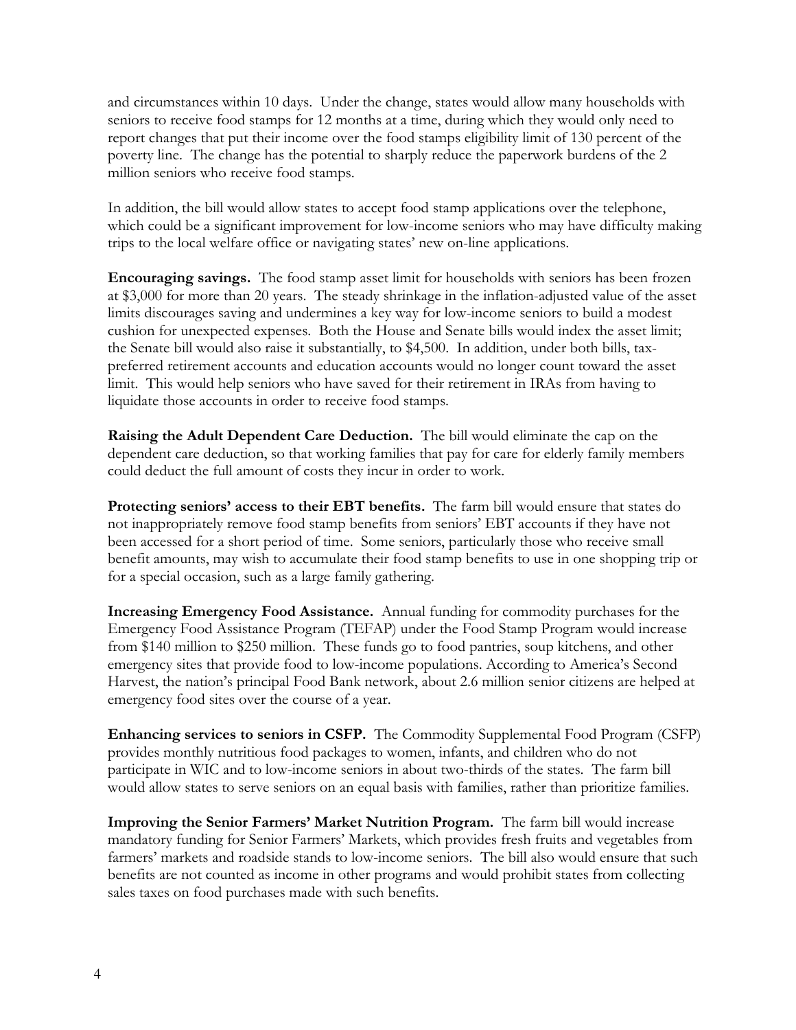and circumstances within 10 days. Under the change, states would allow many households with seniors to receive food stamps for 12 months at a time, during which they would only need to report changes that put their income over the food stamps eligibility limit of 130 percent of the poverty line. The change has the potential to sharply reduce the paperwork burdens of the 2 million seniors who receive food stamps.

In addition, the bill would allow states to accept food stamp applications over the telephone, which could be a significant improvement for low-income seniors who may have difficulty making trips to the local welfare office or navigating states' new on-line applications.

**Encouraging savings.** The food stamp asset limit for households with seniors has been frozen at $3,000 for more than 20 years. The steady shrinkage in the inflation-adjusted value of the asset limits discourages saving and undermines a key way for low-income seniors to build a modest cushion for unexpected expenses. Both the House and Senate bills would index the asset limit; the Senate bill would also raise it substantially, to $4,500. In addition, under both bills, tax-preferred retirement accounts and education accounts would no longer count toward the asset limit. This would help seniors who have saved for their retirement in IRAs from having to liquidate those accounts in order to receive food stamps.

**Raising the Adult Dependent Care Deduction.** The bill would eliminate the cap on the dependent care deduction, so that working families that pay for care for elderly family members could deduct the full amount of costs they incur in order to work.

**Protecting seniors' access to their EBT benefits.** The farm bill would ensure that states do not inappropriately remove food stamp benefits from seniors' EBT accounts if they have not been accessed for a short period of time. Some seniors, particularly those who receive small benefit amounts, may wish to accumulate their food stamp benefits to use in one shopping trip or for a special occasion, such as a large family gathering.

**Increasing Emergency Food Assistance.** Annual funding for commodity purchases for the Emergency Food Assistance Program (TEFAP) under the Food Stamp Program would increase from $140 million to $250 million. These funds go to food pantries, soup kitchens, and other emergency sites that provide food to low-income populations. According to America's Second Harvest, the nation's principal Food Bank network, about 2.6 million senior citizens are helped at emergency food sites over the course of a year.

**Enhancing services to seniors in CSFP.** The Commodity Supplemental Food Program (CSFP) provides monthly nutritious food packages to women, infants, and children who do not participate in WIC and to low-income seniors in about two-thirds of the states. The farm bill would allow states to serve seniors on an equal basis with families, rather than prioritize families.

**Improving the Senior Farmers' Market Nutrition Program.** The farm bill would increase mandatory funding for Senior Farmers' Markets, which provides fresh fruits and vegetables from farmers' markets and roadside stands to low-income seniors. The bill also would ensure that such benefits are not counted as income in other programs and would prohibit states from collecting sales taxes on food purchases made with such benefits.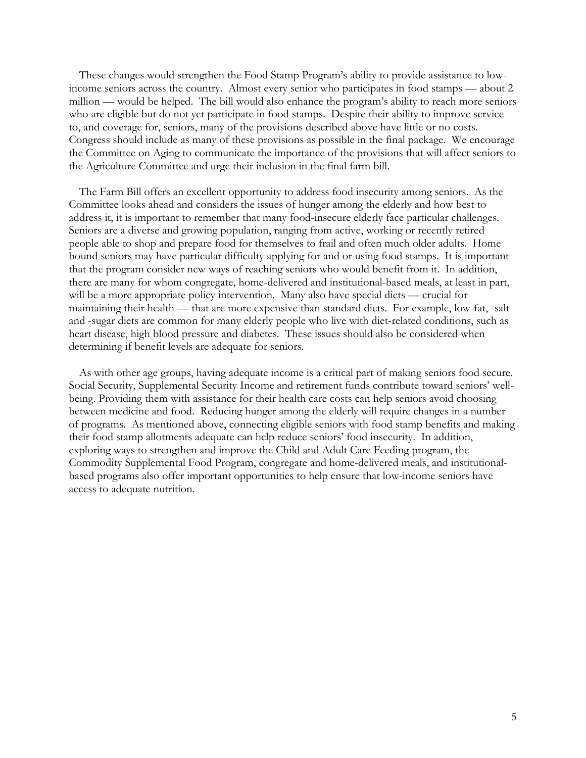These changes would strengthen the Food Stamp Program's ability to provide assistance to low-income seniors across the country. Almost every senior who participates in food stamps — about 2 million — would be helped. The bill would also enhance the program's ability to reach more seniors who are eligible but do not yet participate in food stamps. Despite their ability to improve service to, and coverage for, seniors, many of the provisions described above have little or no costs. Congress should include as many of these provisions as possible in the final package. We encourage the Committee on Aging to communicate the importance of the provisions that will affect seniors to the Agriculture Committee and urge their inclusion in the final farm bill.

The Farm Bill offers an excellent opportunity to address food insecurity among seniors. As the Committee looks ahead and considers the issues of hunger among the elderly and how best to address it, it is important to remember that many food-insecure elderly face particular challenges. Seniors are a diverse and growing population, ranging from active, working or recently retired people able to shop and prepare food for themselves to frail and often much older adults. Home bound seniors may have particular difficulty applying for and or using food stamps. It is important that the program consider new ways of reaching seniors who would benefit from it. In addition, there are many for whom congregate, home-delivered and institutional-based meals, at least in part, will be a more appropriate policy intervention. Many also have special diets — crucial for maintaining their health — that are more expensive than standard diets. For example, low-fat, -salt and -sugar diets are common for many elderly people who live with diet-related conditions, such as heart disease, high blood pressure and diabetes. These issues should also be considered when determining if benefit levels are adequate for seniors.

As with other age groups, having adequate income is a critical part of making seniors food secure. Social Security, Supplemental Security Income and retirement funds contribute toward seniors' well-being. Providing them with assistance for their health care costs can help seniors avoid choosing between medicine and food. Reducing hunger among the elderly will require changes in a number of programs. As mentioned above, connecting eligible seniors with food stamp benefits and making their food stamp allotments adequate can help reduce seniors' food insecurity. In addition, exploring ways to strengthen and improve the Child and Adult Care Feeding program, the Commodity Supplemental Food Program, congregate and home-delivered meals, and institutional-based programs also offer important opportunities to help ensure that low-income seniors have access to adequate nutrition.